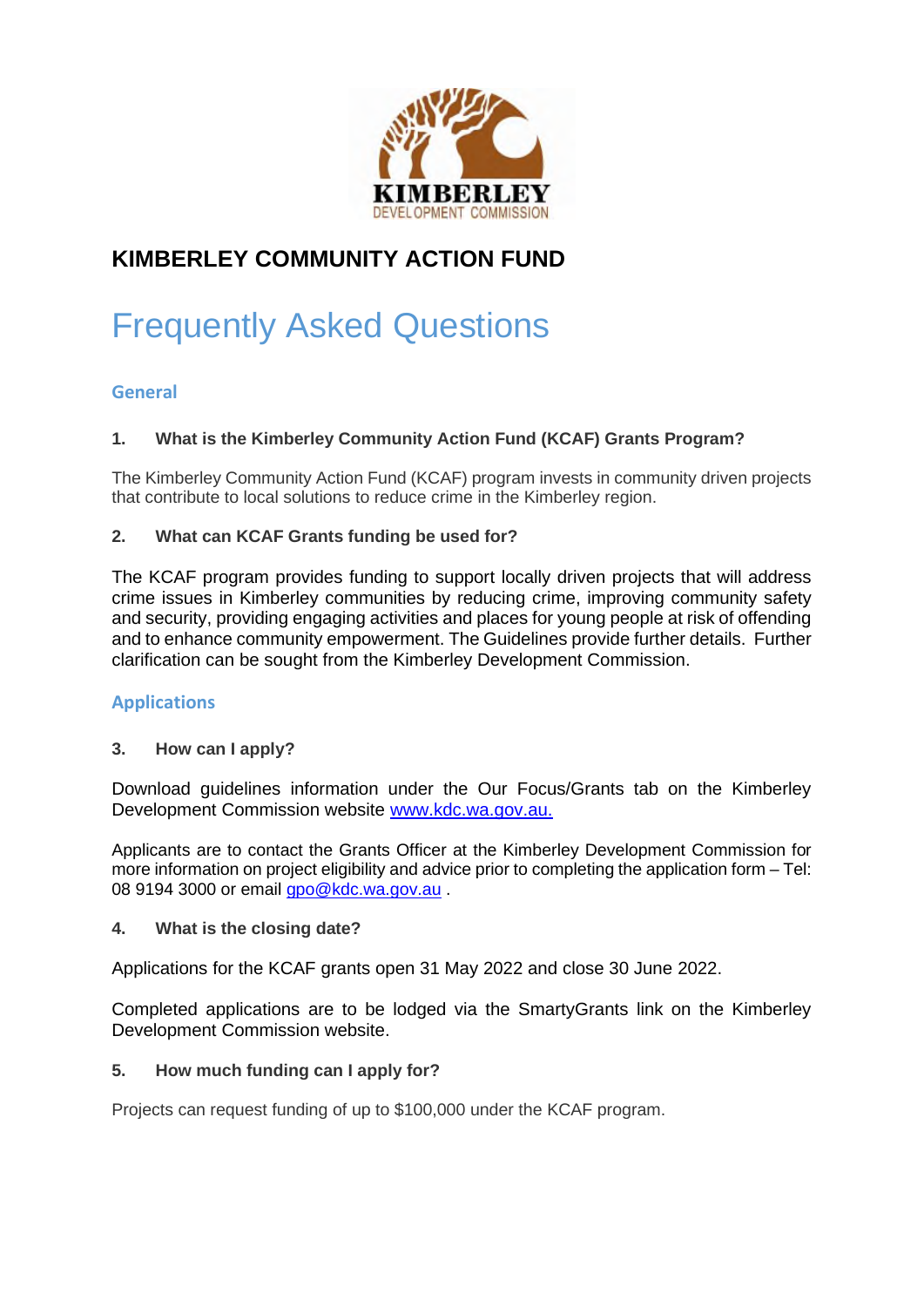# KIMBERLEY COMMUNITY ACTION FUND

## Frequently Asked Questions

### General

**1. What is the Kimberley Community Action Fund (KCAF) Grants Program?**

The Kimberley Community Action Fund (KCAF) program invests in community driven projects that contribute to local solutions to reduce crime in the Kimberley region.

**2. What can KCAF Grants funding be used for?**

The KCAF program provides funding to support locally driven projects that will address crime issues in Kimberley communities by reducing crime, improving community safety and security, providing engaging activities and places for young people at risk of offending and to enhance community empowerment. The Guidelines provide further details. Further clarification can be sought from the Kimberley Development Commission.

### Applications

**3. How can I apply?**

Download guidelines information under the Our Focus/Grants tab on the Kimberley Development Commission website www.kdc.wa.gov.au.

Applicants are to contact the Grants Officer at the Kimberley Development Commission for more information on project eligibility and advice prior to completing the application form – Tel: 08 9194 3000 or email gpo@kdc.wa.gov.au .

**4. What is the closing date?**

Applications for the KCAF grants open 31 May 2022 and close 30 June 2022.

Completed applications are to be lodged via the SmartyGrants link on the Kimberley Development Commission website.

**5. How much funding can I apply for?**

Projects can request funding of up to $100,000 under the KCAF program.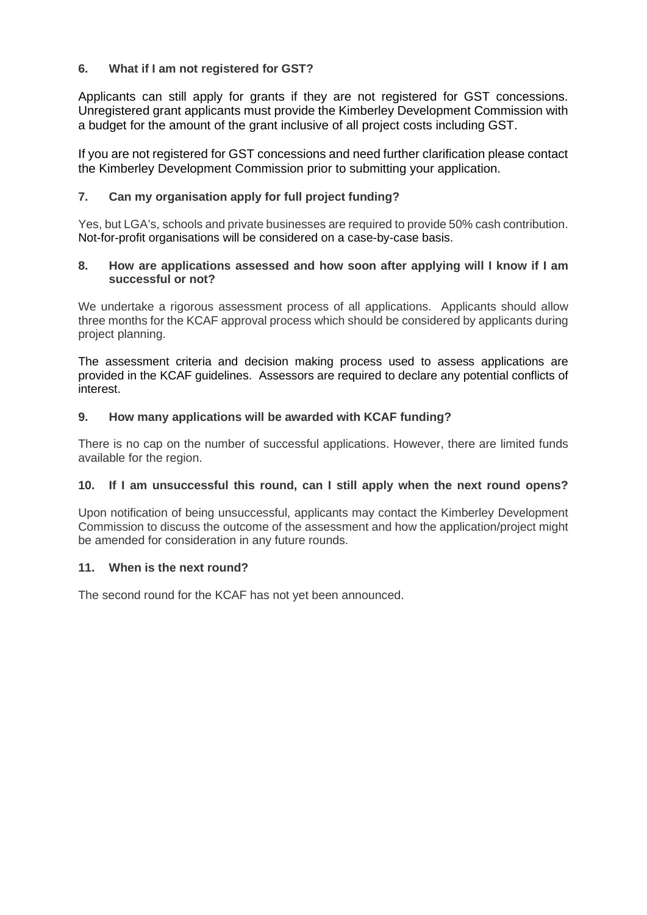### 6. What if I am not registered for GST?

Applicants can still apply for grants if they are not registered for GST concessions. Unregistered grant applicants must provide the Kimberley Development Commission with a budget for the amount of the grant inclusive of all project costs including GST.

If you are not registered for GST concessions and need further clarification please contact the Kimberley Development Commission prior to submitting your application.

### 7. Can my organisation apply for full project funding?

Yes, but LGA's, schools and private businesses are required to provide 50% cash contribution. Not-for-profit organisations will be considered on a case-by-case basis.

### 8. How are applications assessed and how soon after applying will I know if I am successful or not?

We undertake a rigorous assessment process of all applications. Applicants should allow three months for the KCAF approval process which should be considered by applicants during project planning.

The assessment criteria and decision making process used to assess applications are provided in the KCAF guidelines. Assessors are required to declare any potential conflicts of interest.

### 9. How many applications will be awarded with KCAF funding?

There is no cap on the number of successful applications. However, there are limited funds available for the region.

### 10. If I am unsuccessful this round, can I still apply when the next round opens?

Upon notification of being unsuccessful, applicants may contact the Kimberley Development Commission to discuss the outcome of the assessment and how the application/project might be amended for consideration in any future rounds.

### 11. When is the next round?

The second round for the KCAF has not yet been announced.